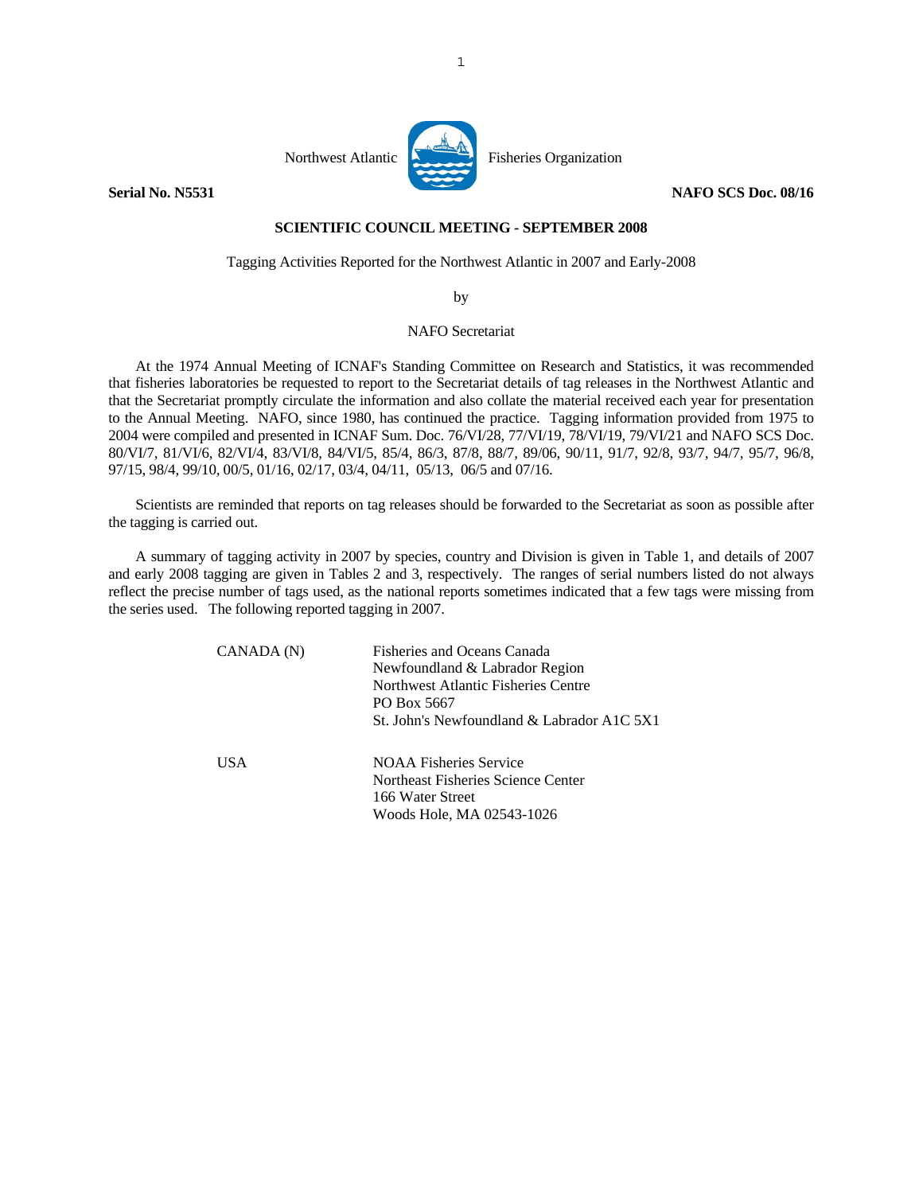Northwest Atlantic Fisheries Organization

**Serial No. N5531** **NAFO SCS Doc. 08/16**

**SCIENTIFIC COUNCIL MEETING - SEPTEMBER 2008**

Tagging Activities Reported for the Northwest Atlantic in 2007 and Early-2008

by

NAFO Secretariat

At the 1974 Annual Meeting of ICNAF's Standing Committee on Research and Statistics, it was recommended that fisheries laboratories be requested to report to the Secretariat details of tag releases in the Northwest Atlantic and that the Secretariat promptly circulate the information and also collate the material received each year for presentation to the Annual Meeting. NAFO, since 1980, has continued the practice. Tagging information provided from 1975 to 2004 were compiled and presented in ICNAF Sum. Doc. 76/VI/28, 77/VI/19, 78/VI/19, 79/VI/21 and NAFO SCS Doc. 80/VI/7, 81/VI/6, 82/VI/4, 83/VI/8, 84/VI/5, 85/4, 86/3, 87/8, 88/7, 89/06, 90/11, 91/7, 92/8, 93/7, 94/7, 95/7, 96/8, 97/15, 98/4, 99/10, 00/5, 01/16, 02/17, 03/4, 04/11, 05/13, 06/5 and 07/16.

Scientists are reminded that reports on tag releases should be forwarded to the Secretariat as soon as possible after the tagging is carried out.

A summary of tagging activity in 2007 by species, country and Division is given in Table 1, and details of 2007 and early 2008 tagging are given in Tables 2 and 3, respectively. The ranges of serial numbers listed do not always reflect the precise number of tags used, as the national reports sometimes indicated that a few tags were missing from the series used. The following reported tagging in 2007.

| | |
|---|---|
| CANADA (N) | Fisheries and Oceans Canada<br>Newfoundland & Labrador Region<br>Northwest Atlantic Fisheries Centre<br>PO Box 5667<br>St. John's Newfoundland & Labrador A1C 5X1 |
| USA | NOAA Fisheries Service<br>Northeast Fisheries Science Center<br>166 Water Street<br>Woods Hole, MA 02543-1026 |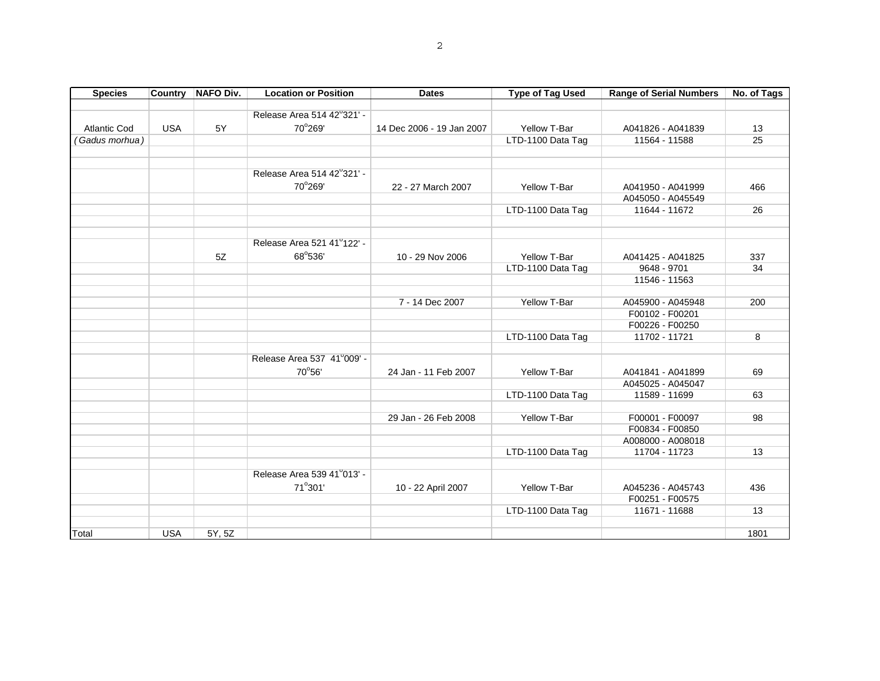| Species | Country | NAFO Div. | Location or Position | Dates | Type of Tag Used | Range of Serial Numbers | No. of Tags |
|---|---|---|---|---|---|---|---|
| Atlantic Cod | USA | 5Y | Release Area 514 42°321' - 70°269' | 14 Dec 2006 - 19 Jan 2007 | Yellow T-Bar | A041826 - A041839 | 13 |
| (*Gadus morhua*) | | | | | LTD-1100 Data Tag | 11564 - 11588 | 25 |
| | | | Release Area 514 42°321' - 70°269' | 22 - 27 March 2007 | Yellow T-Bar | A041950 - A041999 | 466 |
| | | | | | | A045050 - A045549 | |
| | | | | | LTD-1100 Data Tag | 11644 - 11672 | 26 |
| | | 5Z | Release Area 521 41°122' - 68°536' | 10 - 29 Nov 2006 | Yellow T-Bar | A041425 - A041825 | 337 |
| | | | | | LTD-1100 Data Tag | 9648 - 9701 | 34 |
| | | | | | | 11546 - 11563 | |
| | | | | 7 - 14 Dec 2007 | Yellow T-Bar | A045900 - A045948 | 200 |
| | | | | | | F00102 - F00201 | |
| | | | | | | F00226 - F00250 | |
| | | | | | LTD-1100 Data Tag | 11702 - 11721 | 8 |
| | | | Release Area 537 41°009' - 70°56' | 24 Jan - 11 Feb 2007 | Yellow T-Bar | A041841 - A041899 | 69 |
| | | | | | | A045025 - A045047 | |
| | | | | | LTD-1100 Data Tag | 11589 - 11699 | 63 |
| | | | | 29 Jan - 26 Feb 2008 | Yellow T-Bar | F00001 - F00097 | 98 |
| | | | | | | F00834 - F00850 | |
| | | | | | | A008000 - A008018 | |
| | | | | | LTD-1100 Data Tag | 11704 - 11723 | 13 |
| | | | Release Area 539 41°013' - 71°301' | 10 - 22 April 2007 | Yellow T-Bar | A045236 - A045743 | 436 |
| | | | | | | F00251 - F00575 | |
| | | | | | LTD-1100 Data Tag | 11671 - 11688 | 13 |
| Total | USA | 5Y, 5Z | | | | | 1801 |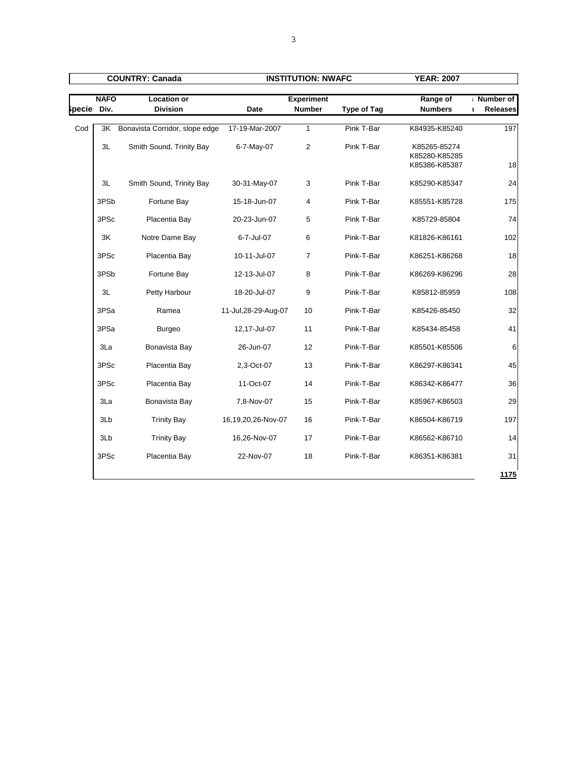| COUNTRY: Canada | | | INSTITUTION: NWAFC | | YEAR: 2007 | | |
|---|---|---|---|---|---|---|---|
| **Species** | **NAFO Div.** | **Location or Division** | **Date** | **Experiment Number** | **Type of Tag** | **Range of Numbers** | **Number of Releases** |
| Cod | 3K | Bonavista Corridor, slope edge | 17-19-Mar-2007 | 1 | Pink T-Bar | K84935-K85240 | 197 |
| | 3L | Smith Sound, Trinity Bay | 6-7-May-07 | 2 | Pink T-Bar | K85265-85274<br>K85280-K85285<br>K85386-K85387 | 18 |
| | 3L | Smith Sound, Trinity Bay | 30-31-May-07 | 3 | Pink T-Bar | K85290-K85347 | 24 |
| | 3PSb | Fortune Bay | 15-18-Jun-07 | 4 | Pink T-Bar | K85551-K85728 | 175 |
| | 3PSc | Placentia Bay | 20-23-Jun-07 | 5 | Pink T-Bar | K85729-85804 | 74 |
| | 3K | Notre Dame Bay | 6-7-Jul-07 | 6 | Pink-T-Bar | K81826-K86161 | 102 |
| | 3PSc | Placentia Bay | 10-11-Jul-07 | 7 | Pink-T-Bar | K86251-K86268 | 18 |
| | 3PSb | Fortune Bay | 12-13-Jul-07 | 8 | Pink-T-Bar | K86269-K86296 | 28 |
| | 3L | Petty Harbour | 18-20-Jul-07 | 9 | Pink-T-Bar | K85812-85959 | 108 |
| | 3PSa | Ramea | 11-Jul,28-29-Aug-07 | 10 | Pink-T-Bar | K85426-85450 | 32 |
| | 3PSa | Burgeo | 12,17-Jul-07 | 11 | Pink-T-Bar | K85434-85458 | 41 |
| | 3La | Bonavista Bay | 26-Jun-07 | 12 | Pink-T-Bar | K85501-K85506 | 6 |
| | 3PSc | Placentia Bay | 2,3-Oct-07 | 13 | Pink-T-Bar | K86297-K86341 | 45 |
| | 3PSc | Placentia Bay | 11-Oct-07 | 14 | Pink-T-Bar | K86342-K86477 | 36 |
| | 3La | Bonavista Bay | 7,8-Nov-07 | 15 | Pink-T-Bar | K85967-K86503 | 29 |
| | 3Lb | Trinity Bay | 16,19,20,26-Nov-07 | 16 | Pink-T-Bar | K86504-K86719 | 197 |
| | 3Lb | Trinity Bay | 16,26-Nov-07 | 17 | Pink-T-Bar | K86562-K86710 | 14 |
| | 3PSc | Placentia Bay | 22-Nov-07 | 18 | Pink-T-Bar | K86351-K86381 | 31 |
| | | | | | | | **1175** |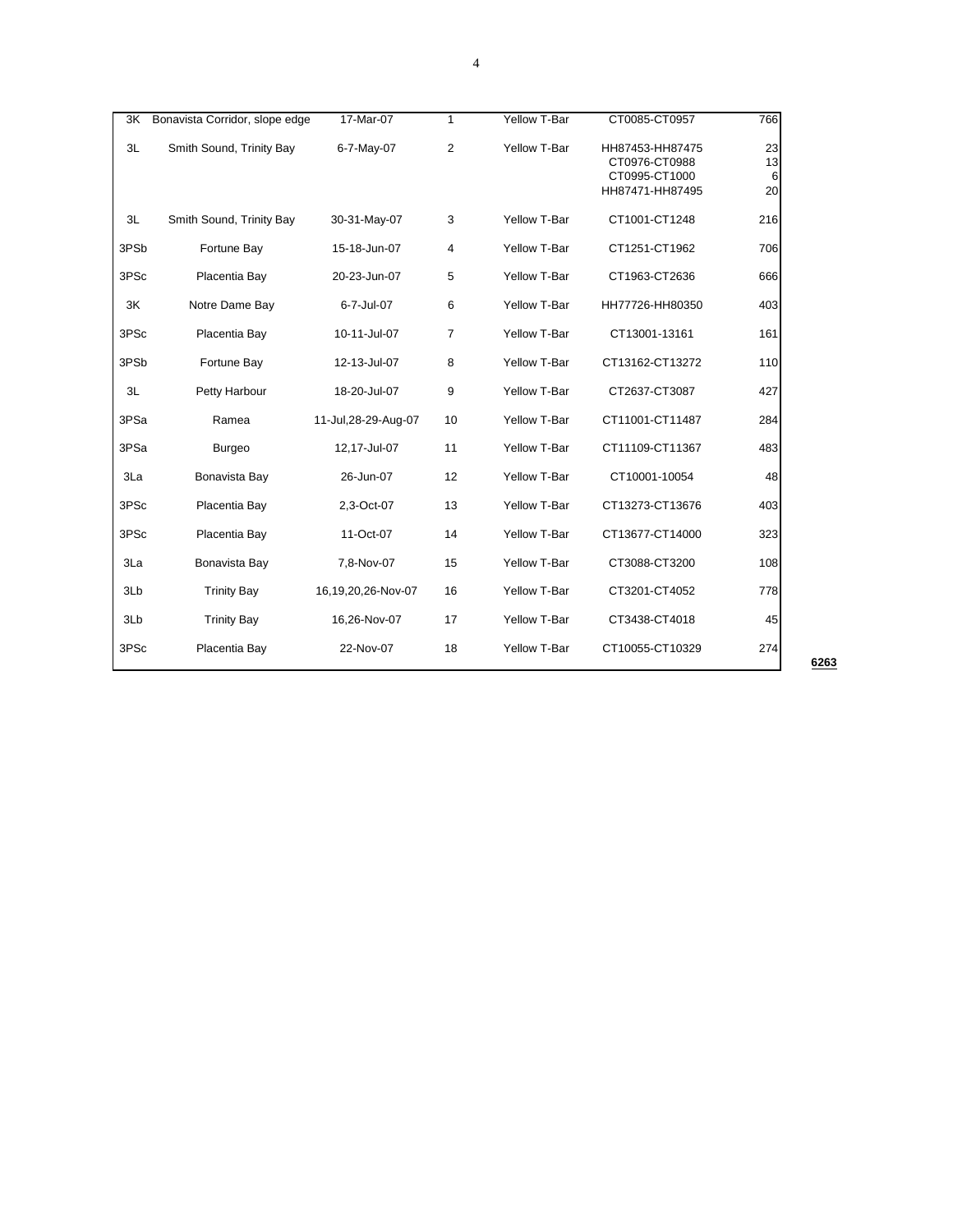| | | | | | | |
|---|---|---|---|---|---|---|
| 3K | Bonavista Corridor, slope edge | 17-Mar-07 | 1 | Yellow T-Bar | CT0085-CT0957 | 766 |
| 3L | Smith Sound, Trinity Bay | 6-7-May-07 | 2 | Yellow T-Bar | HH87453-HH87475<br>CT0976-CT0988<br>CT0995-CT1000<br>HH87471-HH87495 | 23<br>13<br>6<br>20 |
| 3L | Smith Sound, Trinity Bay | 30-31-May-07 | 3 | Yellow T-Bar | CT1001-CT1248 | 216 |
| 3PSb | Fortune Bay | 15-18-Jun-07 | 4 | Yellow T-Bar | CT1251-CT1962 | 706 |
| 3PSc | Placentia Bay | 20-23-Jun-07 | 5 | Yellow T-Bar | CT1963-CT2636 | 666 |
| 3K | Notre Dame Bay | 6-7-Jul-07 | 6 | Yellow T-Bar | HH77726-HH80350 | 403 |
| 3PSc | Placentia Bay | 10-11-Jul-07 | 7 | Yellow T-Bar | CT13001-13161 | 161 |
| 3PSb | Fortune Bay | 12-13-Jul-07 | 8 | Yellow T-Bar | CT13162-CT13272 | 110 |
| 3L | Petty Harbour | 18-20-Jul-07 | 9 | Yellow T-Bar | CT2637-CT3087 | 427 |
| 3PSa | Ramea | 11-Jul,28-29-Aug-07 | 10 | Yellow T-Bar | CT11001-CT11487 | 284 |
| 3PSa | Burgeo | 12,17-Jul-07 | 11 | Yellow T-Bar | CT11109-CT11367 | 483 |
| 3La | Bonavista Bay | 26-Jun-07 | 12 | Yellow T-Bar | CT10001-10054 | 48 |
| 3PSc | Placentia Bay | 2,3-Oct-07 | 13 | Yellow T-Bar | CT13273-CT13676 | 403 |
| 3PSc | Placentia Bay | 11-Oct-07 | 14 | Yellow T-Bar | CT13677-CT14000 | 323 |
| 3La | Bonavista Bay | 7,8-Nov-07 | 15 | Yellow T-Bar | CT3088-CT3200 | 108 |
| 3Lb | Trinity Bay | 16,19,20,26-Nov-07 | 16 | Yellow T-Bar | CT3201-CT4052 | 778 |
| 3Lb | Trinity Bay | 16,26-Nov-07 | 17 | Yellow T-Bar | CT3438-CT4018 | 45 |
| 3PSc | Placentia Bay | 22-Nov-07 | 18 | Yellow T-Bar | CT10055-CT10329 | 274 |
| | | | | | | **6263** |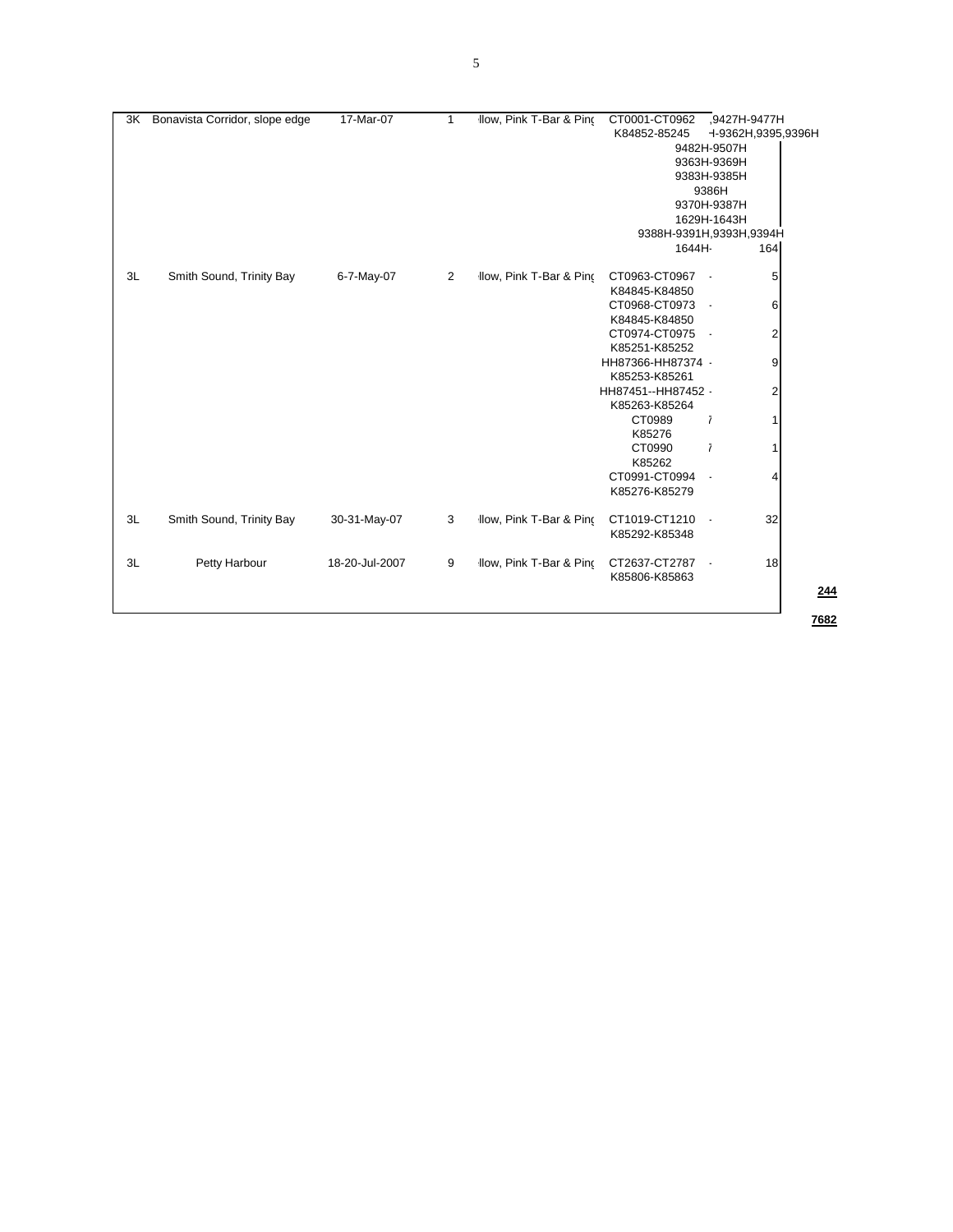| | | | | | | | |
|---|---|---|---|---|---|---|---|
| 3K | Bonavista Corridor, slope edge | 17-Mar-07 | 1 | llow, Pink T-Bar & Ping | CT0001-CT0962<br>K84852-85245 | ,9427H-9477H<br>H-9362H,9395,9396H<br>9482H-9507H<br>9363H-9369H<br>9383H-9385H<br>9386H<br>9370H-9387H<br>1629H-1643H<br>9388H-9391H,9393H,9394H<br>1644H- | 164 |
| 3L | Smith Sound, Trinity Bay | 6-7-May-07 | 2 | llow, Pink T-Bar & Ping | CT0963-CT0967<br>K84845-K84850 | - | 5 |
| | | | | | CT0968-CT0973<br>K84845-K84850 | - | 6 |
| | | | | | CT0974-CT0975<br>K85251-K85252 | - | 2 |
| | | | | | HH87366-HH87374<br>K85253-K85261 | - | 9 |
| | | | | | HH87451--HH87452<br>K85263-K85264 | - | 2 |
| | | | | | CT0989<br>K85276 | 7 | 1 |
| | | | | | CT0990<br>K85262 | 7 | 1 |
| | | | | | CT0991-CT0994<br>K85276-K85279 | - | 4 |
| 3L | Smith Sound, Trinity Bay | 30-31-May-07 | 3 | llow, Pink T-Bar & Ping | CT1019-CT1210<br>K85292-K85348 | - | 32 |
| 3L | Petty Harbour | 18-20-Jul-2007 | 9 | llow, Pink T-Bar & Ping | CT2637-CT2787<br>K85806-K85863 | - | 18 |

**244**

**7682**